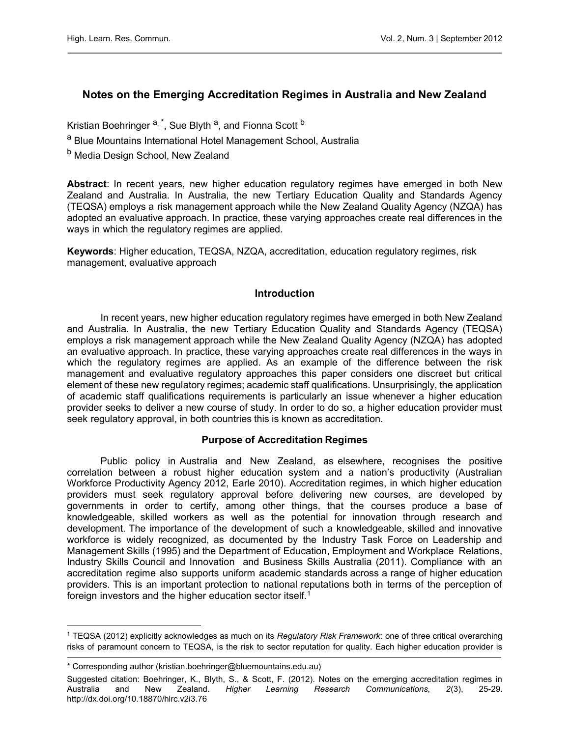# Notes on the Emerging Accreditation Regimes in Australia and New Zealand

Kristian Boehringer [a, *], Sue Blyth [a], and Fionna Scott [b]

[a] Blue Mountains International Hotel Management School, Australia

[b] Media Design School, New Zealand

**Abstract**: In recent years, new higher education regulatory regimes have emerged in both New Zealand and Australia. In Australia, the new Tertiary Education Quality and Standards Agency (TEQSA) employs a risk management approach while the New Zealand Quality Agency (NZQA) has adopted an evaluative approach. In practice, these varying approaches create real differences in the ways in which the regulatory regimes are applied.

**Keywords**: Higher education, TEQSA, NZQA, accreditation, education regulatory regimes, risk management, evaluative approach

## Introduction

In recent years, new higher education regulatory regimes have emerged in both New Zealand and Australia. In Australia, the new Tertiary Education Quality and Standards Agency (TEQSA) employs a risk management approach while the New Zealand Quality Agency (NZQA) has adopted an evaluative approach. In practice, these varying approaches create real differences in the ways in which the regulatory regimes are applied. As an example of the difference between the risk management and evaluative regulatory approaches this paper considers one discreet but critical element of these new regulatory regimes; academic staff qualifications. Unsurprisingly, the application of academic staff qualifications requirements is particularly an issue whenever a higher education provider seeks to deliver a new course of study. In order to do so, a higher education provider must seek regulatory approval, in both countries this is known as accreditation.

## Purpose of Accreditation Regimes

Public policy in Australia and New Zealand, as elsewhere, recognises the positive correlation between a robust higher education system and a nation's productivity (Australian Workforce Productivity Agency 2012, Earle 2010). Accreditation regimes, in which higher education providers must seek regulatory approval before delivering new courses, are developed by governments in order to certify, among other things, that the courses produce a base of knowledgeable, skilled workers as well as the potential for innovation through research and development. The importance of the development of such a knowledgeable, skilled and innovative workforce is widely recognized, as documented by the Industry Task Force on Leadership and Management Skills (1995) and the Department of Education, Employment and Workplace Relations, Industry Skills Council and Innovation and Business Skills Australia (2011). Compliance with an accreditation regime also supports uniform academic standards across a range of higher education providers. This is an important protection to national reputations both in terms of the perception of foreign investors and the higher education sector itself.[1]

[1] TEQSA (2012) explicitly acknowledges as much on its *Regulatory Risk Framework*: one of three critical overarching risks of paramount concern to TEQSA, is the risk to sector reputation for quality. Each higher education provider is

\* Corresponding author (kristian.boehringer@bluemountains.edu.au)

Suggested citation: Boehringer, K., Blyth, S., & Scott, F. (2012). Notes on the emerging accreditation regimes in Australia and New Zealand. *Higher Learning Research Communications, 2*(3), 25-29. http://dx.doi.org/10.18870/hlrc.v2i3.76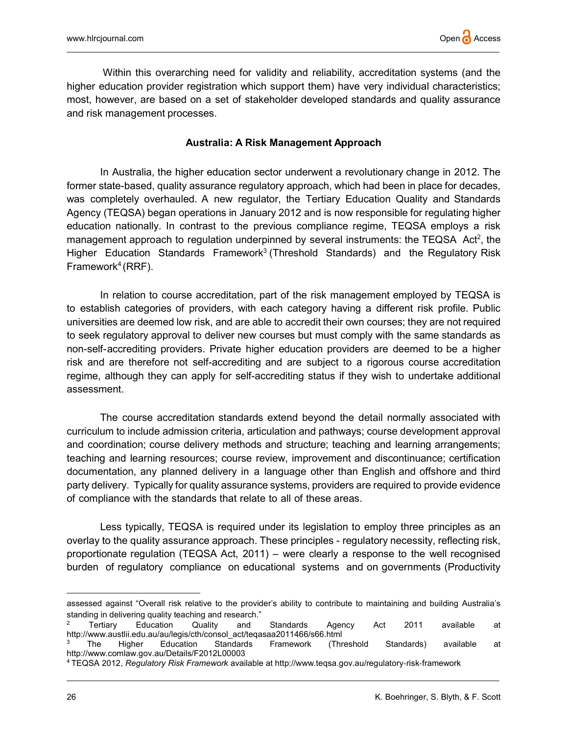Within this overarching need for validity and reliability, accreditation systems (and the higher education provider registration which support them) have very individual characteristics; most, however, are based on a set of stakeholder developed standards and quality assurance and risk management processes.

**Australia: A Risk Management Approach**

In Australia, the higher education sector underwent a revolutionary change in 2012. The former state-based, quality assurance regulatory approach, which had been in place for decades, was completely overhauled. A new regulator, the Tertiary Education Quality and Standards Agency (TEQSA) began operations in January 2012 and is now responsible for regulating higher education nationally. In contrast to the previous compliance regime, TEQSA employs a risk management approach to regulation underpinned by several instruments: the TEQSA Act[2], the Higher Education Standards Framework[3] (Threshold Standards) and the Regulatory Risk Framework[4] (RRF).

In relation to course accreditation, part of the risk management employed by TEQSA is to establish categories of providers, with each category having a different risk profile. Public universities are deemed low risk, and are able to accredit their own courses; they are not required to seek regulatory approval to deliver new courses but must comply with the same standards as non-self-accrediting providers. Private higher education providers are deemed to be a higher risk and are therefore not self-accrediting and are subject to a rigorous course accreditation regime, although they can apply for self-accrediting status if they wish to undertake additional assessment.

The course accreditation standards extend beyond the detail normally associated with curriculum to include admission criteria, articulation and pathways; course development approval and coordination; course delivery methods and structure; teaching and learning arrangements; teaching and learning resources; course review, improvement and discontinuance; certification documentation, any planned delivery in a language other than English and offshore and third party delivery. Typically for quality assurance systems, providers are required to provide evidence of compliance with the standards that relate to all of these areas.

Less typically, TEQSA is required under its legislation to employ three principles as an overlay to the quality assurance approach. These principles - regulatory necessity, reflecting risk, proportionate regulation (TEQSA Act, 2011) – were clearly a response to the well recognised burden of regulatory compliance on educational systems and on governments (Productivity

---

assessed against "Overall risk relative to the provider's ability to contribute to maintaining and building Australia's standing in delivering quality teaching and research."

[2] Tertiary Education Quality and Standards Agency Act 2011 available at http://www.austlii.edu.au/au/legis/cth/consol_act/teqasaa2011466/s66.html

[3] The Higher Education Standards Framework (Threshold Standards) available at http://www.comlaw.gov.au/Details/F2012L00003

[4] TEQSA 2012, *Regulatory Risk Framework* available at http://www.teqsa.gov.au/regulatory-risk-framework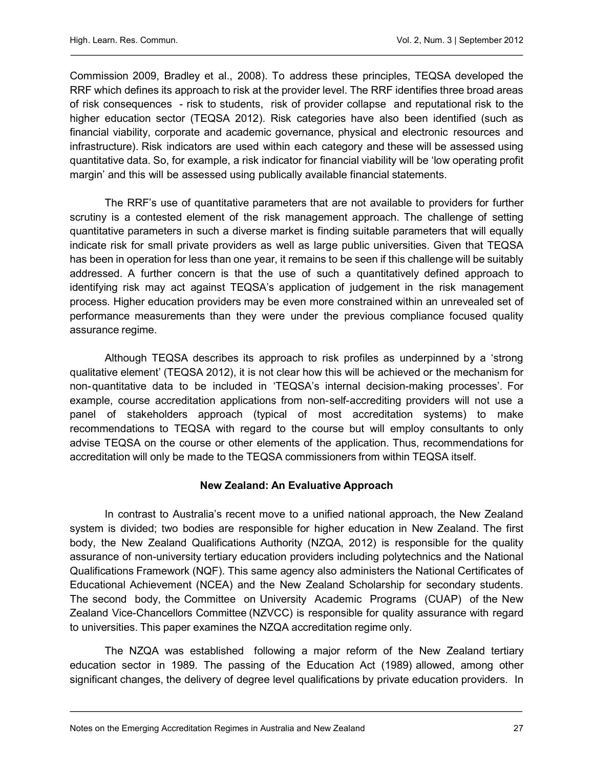Commission 2009, Bradley et al., 2008). To address these principles, TEQSA developed the RRF which defines its approach to risk at the provider level. The RRF identifies three broad areas of risk consequences - risk to students, risk of provider collapse and reputational risk to the higher education sector (TEQSA 2012). Risk categories have also been identified (such as financial viability, corporate and academic governance, physical and electronic resources and infrastructure). Risk indicators are used within each category and these will be assessed using quantitative data. So, for example, a risk indicator for financial viability will be 'low operating profit margin' and this will be assessed using publically available financial statements.

The RRF's use of quantitative parameters that are not available to providers for further scrutiny is a contested element of the risk management approach. The challenge of setting quantitative parameters in such a diverse market is finding suitable parameters that will equally indicate risk for small private providers as well as large public universities. Given that TEQSA has been in operation for less than one year, it remains to be seen if this challenge will be suitably addressed. A further concern is that the use of such a quantitatively defined approach to identifying risk may act against TEQSA's application of judgement in the risk management process. Higher education providers may be even more constrained within an unrevealed set of performance measurements than they were under the previous compliance focused quality assurance regime.

Although TEQSA describes its approach to risk profiles as underpinned by a 'strong qualitative element' (TEQSA 2012), it is not clear how this will be achieved or the mechanism for non-quantitative data to be included in 'TEQSA's internal decision-making processes'. For example, course accreditation applications from non-self-accrediting providers will not use a panel of stakeholders approach (typical of most accreditation systems) to make recommendations to TEQSA with regard to the course but will employ consultants to only advise TEQSA on the course or other elements of the application. Thus, recommendations for accreditation will only be made to the TEQSA commissioners from within TEQSA itself.

## New Zealand: An Evaluative Approach

In contrast to Australia's recent move to a unified national approach, the New Zealand system is divided; two bodies are responsible for higher education in New Zealand. The first body, the New Zealand Qualifications Authority (NZQA, 2012) is responsible for the quality assurance of non-university tertiary education providers including polytechnics and the National Qualifications Framework (NQF). This same agency also administers the National Certificates of Educational Achievement (NCEA) and the New Zealand Scholarship for secondary students. The second body, the Committee on University Academic Programs (CUAP) of the New Zealand Vice-Chancellors Committee (NZVCC) is responsible for quality assurance with regard to universities. This paper examines the NZQA accreditation regime only.

The NZQA was established following a major reform of the New Zealand tertiary education sector in 1989. The passing of the Education Act (1989) allowed, among other significant changes, the delivery of degree level qualifications by private education providers. In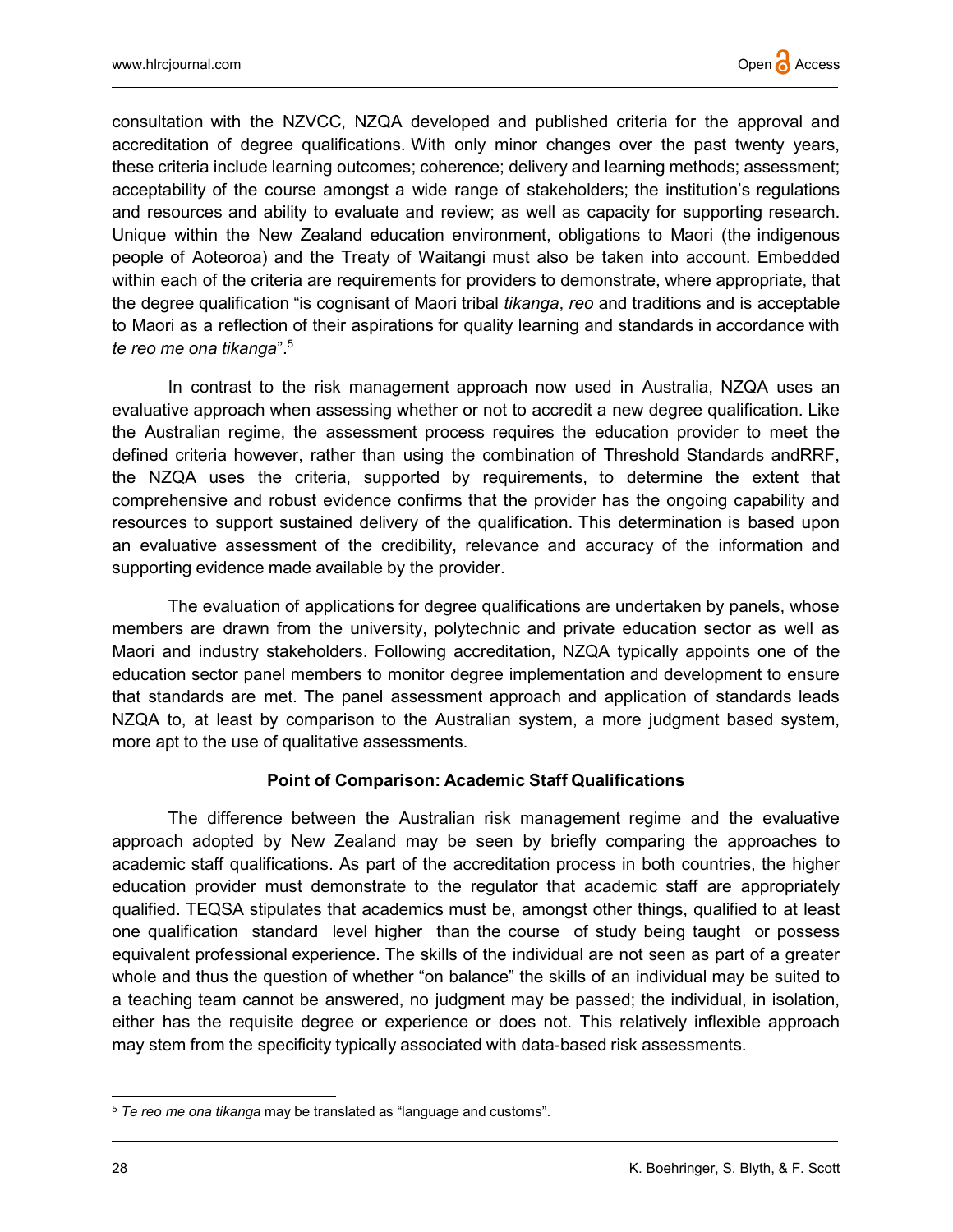consultation with the NZVCC, NZQA developed and published criteria for the approval and accreditation of degree qualifications. With only minor changes over the past twenty years, these criteria include learning outcomes; coherence; delivery and learning methods; assessment; acceptability of the course amongst a wide range of stakeholders; the institution's regulations and resources and ability to evaluate and review; as well as capacity for supporting research. Unique within the New Zealand education environment, obligations to Maori (the indigenous people of Aotearoa) and the Treaty of Waitangi must also be taken into account. Embedded within each of the criteria are requirements for providers to demonstrate, where appropriate, that the degree qualification "is cognisant of Maori tribal *tikanga*, *reo* and traditions and is acceptable to Maori as a reflection of their aspirations for quality learning and standards in accordance with *te reo me ona tikanga*".[5]

In contrast to the risk management approach now used in Australia, NZQA uses an evaluative approach when assessing whether or not to accredit a new degree qualification. Like the Australian regime, the assessment process requires the education provider to meet the defined criteria however, rather than using the combination of Threshold Standards andRRF, the NZQA uses the criteria, supported by requirements, to determine the extent that comprehensive and robust evidence confirms that the provider has the ongoing capability and resources to support sustained delivery of the qualification. This determination is based upon an evaluative assessment of the credibility, relevance and accuracy of the information and supporting evidence made available by the provider.

The evaluation of applications for degree qualifications are undertaken by panels, whose members are drawn from the university, polytechnic and private education sector as well as Maori and industry stakeholders. Following accreditation, NZQA typically appoints one of the education sector panel members to monitor degree implementation and development to ensure that standards are met. The panel assessment approach and application of standards leads NZQA to, at least by comparison to the Australian system, a more judgment based system, more apt to the use of qualitative assessments.

**Point of Comparison: Academic Staff Qualifications**

The difference between the Australian risk management regime and the evaluative approach adopted by New Zealand may be seen by briefly comparing the approaches to academic staff qualifications. As part of the accreditation process in both countries, the higher education provider must demonstrate to the regulator that academic staff are appropriately qualified. TEQSA stipulates that academics must be, amongst other things, qualified to at least one qualification standard level higher than the course of study being taught or possess equivalent professional experience. The skills of the individual are not seen as part of a greater whole and thus the question of whether "on balance" the skills of an individual may be suited to a teaching team cannot be answered, no judgment may be passed; the individual, in isolation, either has the requisite degree or experience or does not. This relatively inflexible approach may stem from the specificity typically associated with data-based risk assessments.

[5] *Te reo me ona tikanga* may be translated as "language and customs".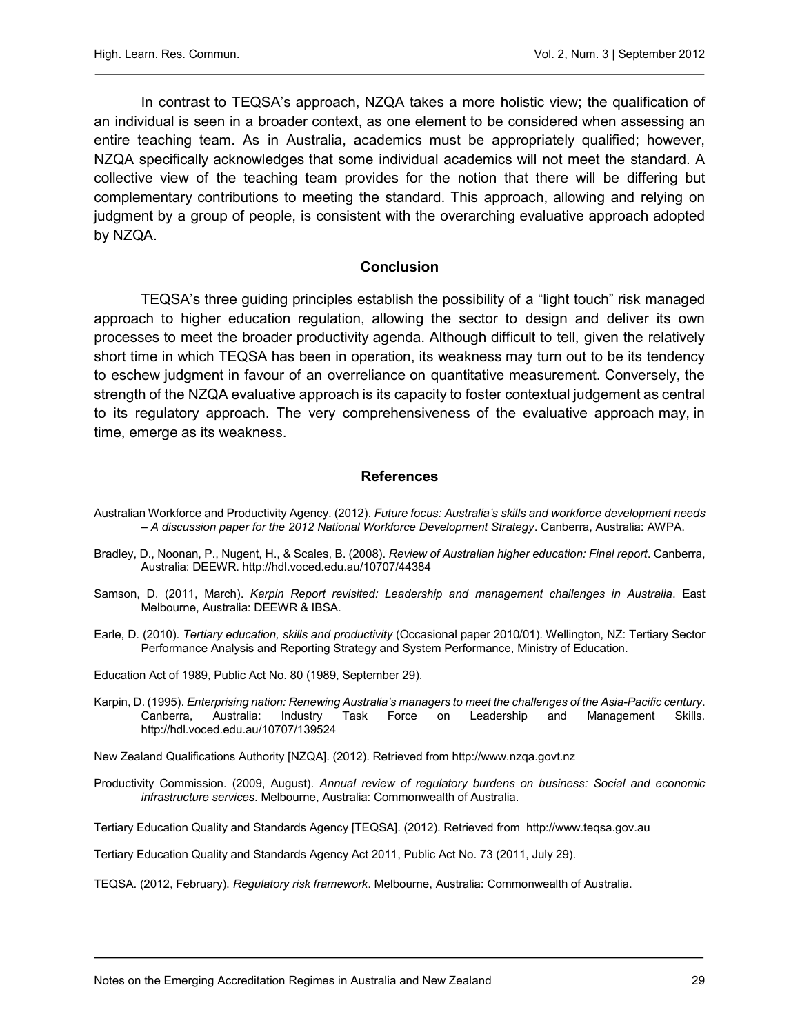In contrast to TEQSA's approach, NZQA takes a more holistic view; the qualification of an individual is seen in a broader context, as one element to be considered when assessing an entire teaching team. As in Australia, academics must be appropriately qualified; however, NZQA specifically acknowledges that some individual academics will not meet the standard. A collective view of the teaching team provides for the notion that there will be differing but complementary contributions to meeting the standard. This approach, allowing and relying on judgment by a group of people, is consistent with the overarching evaluative approach adopted by NZQA.

## Conclusion

TEQSA's three guiding principles establish the possibility of a "light touch" risk managed approach to higher education regulation, allowing the sector to design and deliver its own processes to meet the broader productivity agenda. Although difficult to tell, given the relatively short time in which TEQSA has been in operation, its weakness may turn out to be its tendency to eschew judgment in favour of an overreliance on quantitative measurement. Conversely, the strength of the NZQA evaluative approach is its capacity to foster contextual judgement as central to its regulatory approach. The very comprehensiveness of the evaluative approach may, in time, emerge as its weakness.

## References

Australian Workforce and Productivity Agency. (2012). *Future focus: Australia's skills and workforce development needs – A discussion paper for the 2012 National Workforce Development Strategy*. Canberra, Australia: AWPA.

Bradley, D., Noonan, P., Nugent, H., & Scales, B. (2008). *Review of Australian higher education: Final report*. Canberra, Australia: DEEWR. http://hdl.voced.edu.au/10707/44384

Samson, D. (2011, March). *Karpin Report revisited: Leadership and management challenges in Australia*. East Melbourne, Australia: DEEWR & IBSA.

Earle, D. (2010). *Tertiary education, skills and productivity* (Occasional paper 2010/01). Wellington, NZ: Tertiary Sector Performance Analysis and Reporting Strategy and System Performance, Ministry of Education.

Education Act of 1989, Public Act No. 80 (1989, September 29).

Karpin, D. (1995). *Enterprising nation: Renewing Australia's managers to meet the challenges of the Asia-Pacific century*. Canberra, Australia: Industry Task Force on Leadership and Management Skills. http://hdl.voced.edu.au/10707/139524

New Zealand Qualifications Authority [NZQA]. (2012). Retrieved from http://www.nzqa.govt.nz

Productivity Commission. (2009, August). *Annual review of regulatory burdens on business: Social and economic infrastructure services*. Melbourne, Australia: Commonwealth of Australia.

Tertiary Education Quality and Standards Agency [TEQSA]. (2012). Retrieved from http://www.teqsa.gov.au

Tertiary Education Quality and Standards Agency Act 2011, Public Act No. 73 (2011, July 29).

TEQSA. (2012, February). *Regulatory risk framework*. Melbourne, Australia: Commonwealth of Australia.